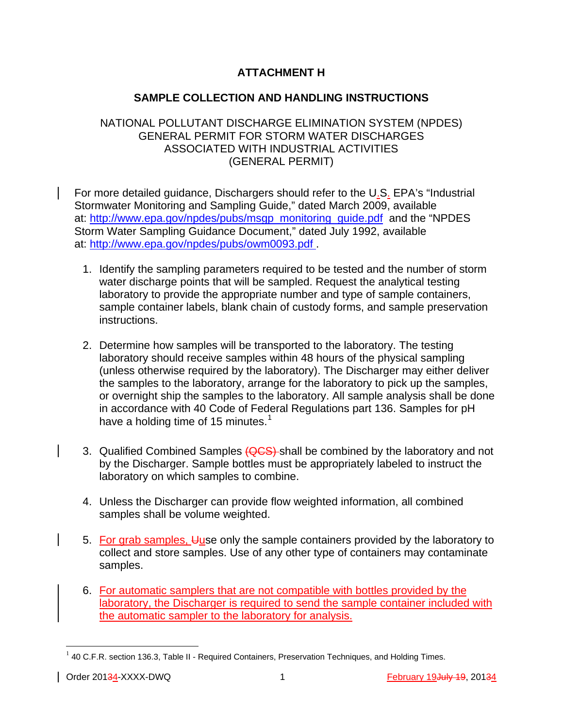# ATTACHMENT H

## SAMPLE COLLECTION AND HANDLING INSTRUCTIONS

NATIONAL POLLUTANT DISCHARGE ELIMINATION SYSTEM (NPDES)
GENERAL PERMIT FOR STORM WATER DISCHARGES
ASSOCIATED WITH INDUSTRIAL ACTIVITIES
(GENERAL PERMIT)

For more detailed guidance, Dischargers should refer to the U.S. EPA's "Industrial Stormwater Monitoring and Sampling Guide," dated March 2009, available at: http://www.epa.gov/npdes/pubs/msgp_monitoring_guide.pdf and the "NPDES Storm Water Sampling Guidance Document," dated July 1992, available at: http://www.epa.gov/npdes/pubs/owm0093.pdf.

1. Identify the sampling parameters required to be tested and the number of storm water discharge points that will be sampled. Request the analytical testing laboratory to provide the appropriate number and type of sample containers, sample container labels, blank chain of custody forms, and sample preservation instructions.

2. Determine how samples will be transported to the laboratory. The testing laboratory should receive samples within 48 hours of the physical sampling (unless otherwise required by the laboratory). The Discharger may either deliver the samples to the laboratory, arrange for the laboratory to pick up the samples, or overnight ship the samples to the laboratory. All sample analysis shall be done in accordance with 40 Code of Federal Regulations part 136. Samples for pH have a holding time of 15 minutes.[1]

3. Qualified Combined Samples ~~(QCS)~~ shall be combined by the laboratory and not by the Discharger. Sample bottles must be appropriately labeled to instruct the laboratory on which samples to combine.

4. Unless the Discharger can provide flow weighted information, all combined samples shall be volume weighted.

5. For grab samples, ~~U~~use only the sample containers provided by the laboratory to collect and store samples. Use of any other type of containers may contaminate samples.

6. For automatic samplers that are not compatible with bottles provided by the laboratory, the Discharger is required to send the sample container included with the automatic sampler to the laboratory for analysis.

[1] 40 C.F.R. section 136.3, Table II - Required Containers, Preservation Techniques, and Holding Times.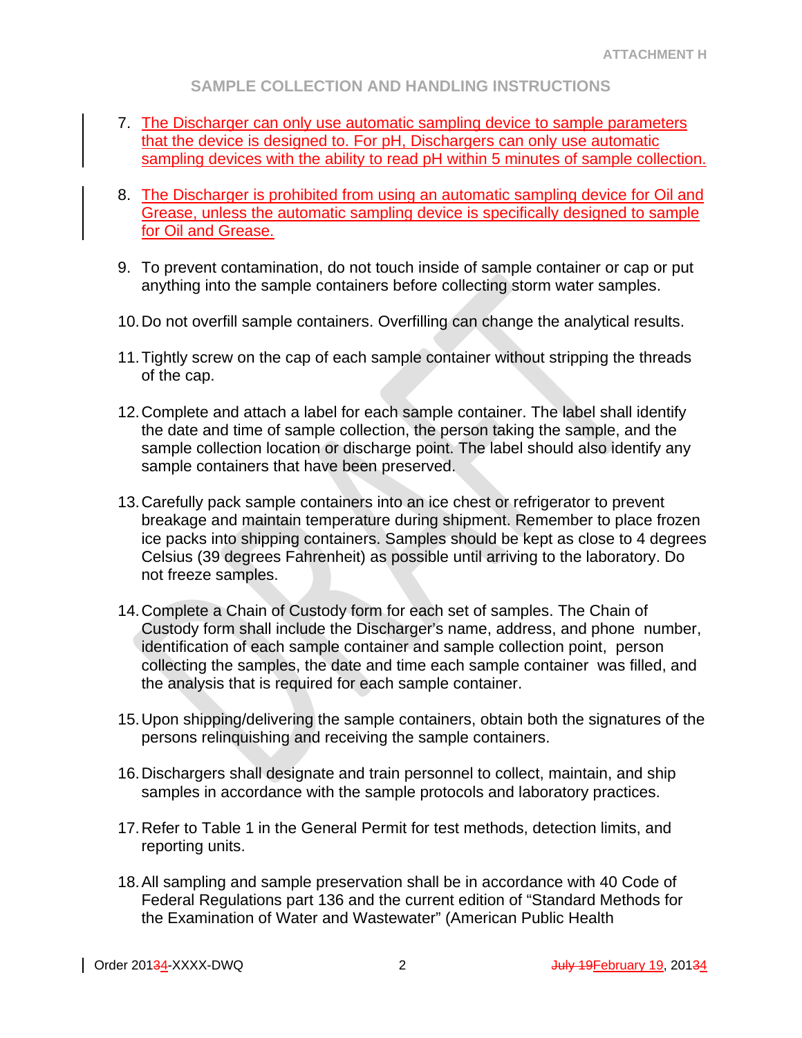## SAMPLE COLLECTION AND HANDLING INSTRUCTIONS

7. The Discharger can only use automatic sampling device to sample parameters that the device is designed to. For pH, Dischargers can only use automatic sampling devices with the ability to read pH within 5 minutes of sample collection.

8. The Discharger is prohibited from using an automatic sampling device for Oil and Grease, unless the automatic sampling device is specifically designed to sample for Oil and Grease.

9. To prevent contamination, do not touch inside of sample container or cap or put anything into the sample containers before collecting storm water samples.

10. Do not overfill sample containers. Overfilling can change the analytical results.

11. Tightly screw on the cap of each sample container without stripping the threads of the cap.

12. Complete and attach a label for each sample container. The label shall identify the date and time of sample collection, the person taking the sample, and the sample collection location or discharge point. The label should also identify any sample containers that have been preserved.

13. Carefully pack sample containers into an ice chest or refrigerator to prevent breakage and maintain temperature during shipment. Remember to place frozen ice packs into shipping containers. Samples should be kept as close to 4 degrees Celsius (39 degrees Fahrenheit) as possible until arriving to the laboratory. Do not freeze samples.

14. Complete a Chain of Custody form for each set of samples. The Chain of Custody form shall include the Discharger's name, address, and phone number, identification of each sample container and sample collection point, person collecting the samples, the date and time each sample container was filled, and the analysis that is required for each sample container.

15. Upon shipping/delivering the sample containers, obtain both the signatures of the persons relinquishing and receiving the sample containers.

16. Dischargers shall designate and train personnel to collect, maintain, and ship samples in accordance with the sample protocols and laboratory practices.

17. Refer to Table 1 in the General Permit for test methods, detection limits, and reporting units.

18. All sampling and sample preservation shall be in accordance with 40 Code of Federal Regulations part 136 and the current edition of "Standard Methods for the Examination of Water and Wastewater" (American Public Health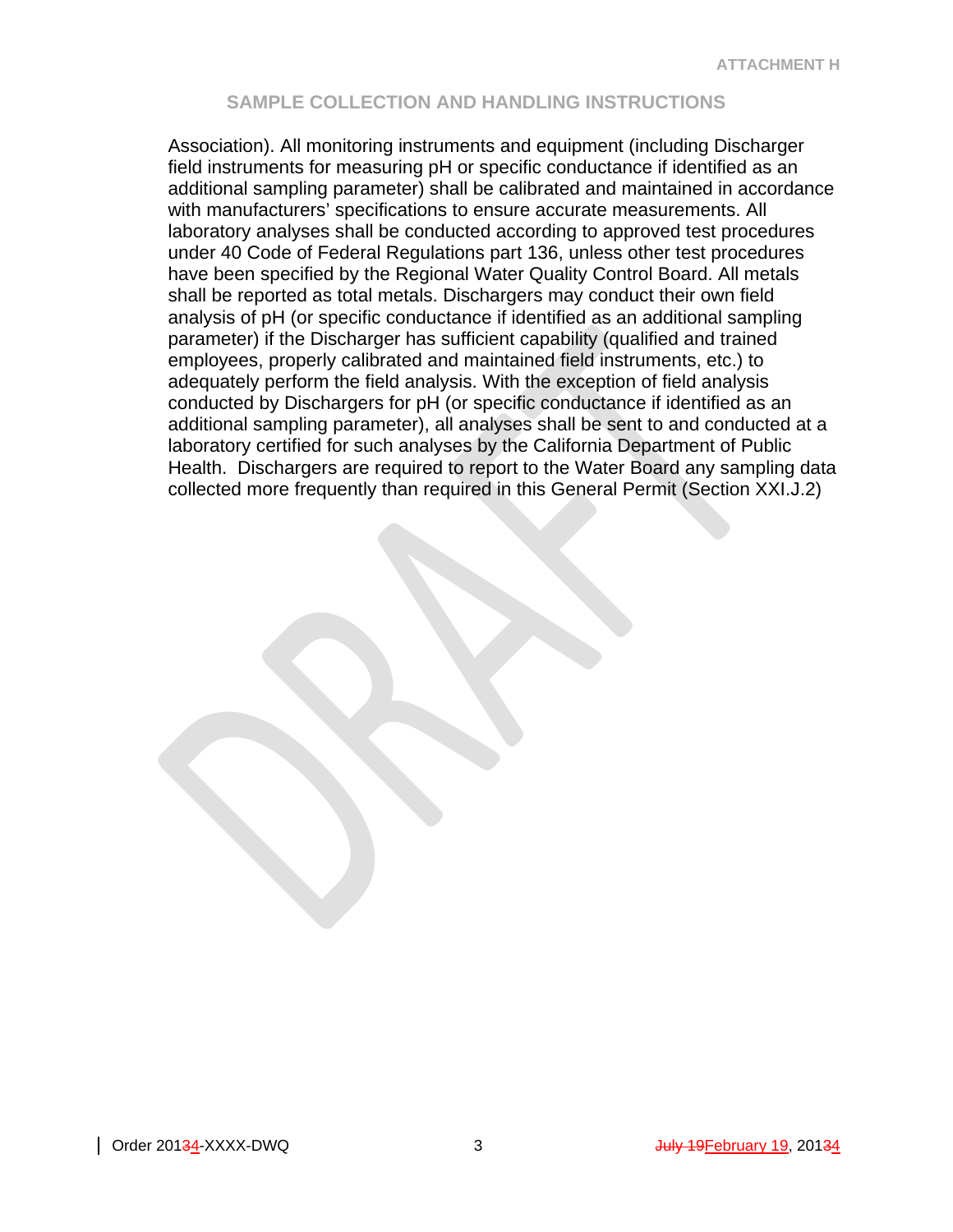Association). All monitoring instruments and equipment (including Discharger field instruments for measuring pH or specific conductance if identified as an additional sampling parameter) shall be calibrated and maintained in accordance with manufacturers' specifications to ensure accurate measurements. All laboratory analyses shall be conducted according to approved test procedures under 40 Code of Federal Regulations part 136, unless other test procedures have been specified by the Regional Water Quality Control Board. All metals shall be reported as total metals. Dischargers may conduct their own field analysis of pH (or specific conductance if identified as an additional sampling parameter) if the Discharger has sufficient capability (qualified and trained employees, properly calibrated and maintained field instruments, etc.) to adequately perform the field analysis. With the exception of field analysis conducted by Dischargers for pH (or specific conductance if identified as an additional sampling parameter), all analyses shall be sent to and conducted at a laboratory certified for such analyses by the California Department of Public Health. Dischargers are required to report to the Water Board any sampling data collected more frequently than required in this General Permit (Section XXI.J.2)